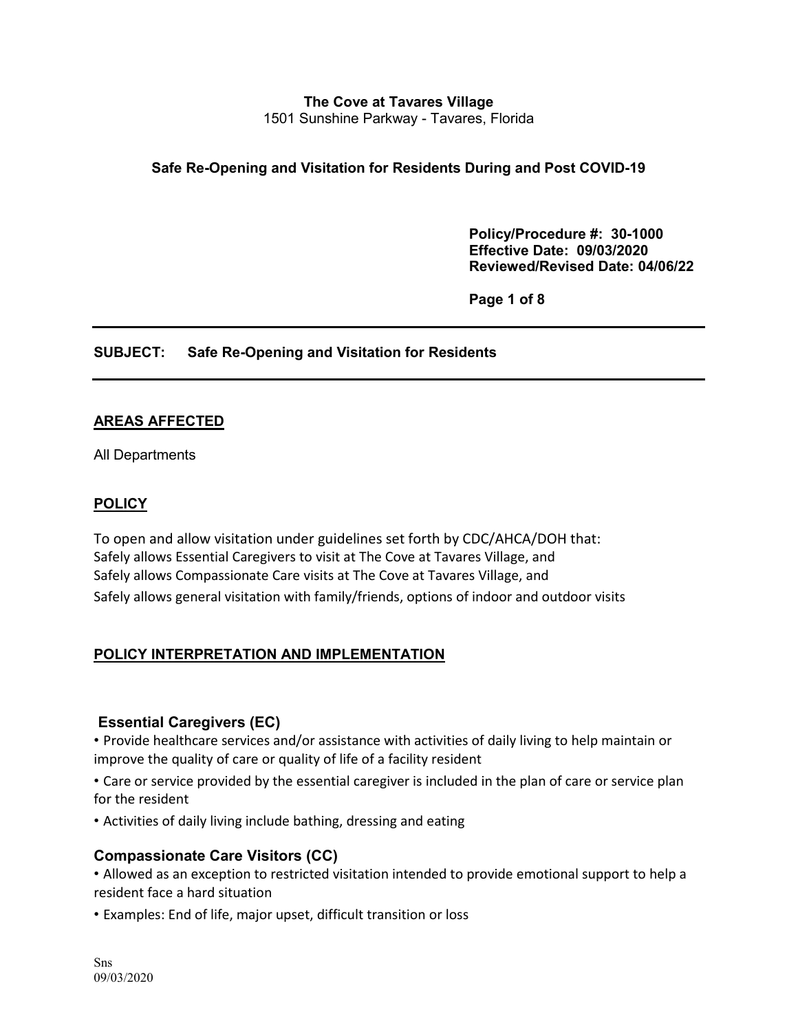**The Cove at Tavares Village**
1501 Sunshine Parkway - Tavares, Florida

**Safe Re-Opening and Visitation for Residents During and Post COVID-19**

**Policy/Procedure #: 30-1000**
**Effective Date: 09/03/2020**
**Reviewed/Revised Date: 04/06/22**

**SUBJECT: Safe Re-Opening and Visitation for Residents**

## AREAS AFFECTED

All Departments

## POLICY

To open and allow visitation under guidelines set forth by CDC/AHCA/DOH that:
Safely allows Essential Caregivers to visit at The Cove at Tavares Village, and
Safely allows Compassionate Care visits at The Cove at Tavares Village, and
Safely allows general visitation with family/friends, options of indoor and outdoor visits

## POLICY INTERPRETATION AND IMPLEMENTATION

### Essential Caregivers (EC)

- Provide healthcare services and/or assistance with activities of daily living to help maintain or improve the quality of care or quality of life of a facility resident
- Care or service provided by the essential caregiver is included in the plan of care or service plan for the resident
- Activities of daily living include bathing, dressing and eating

### Compassionate Care Visitors (CC)

- Allowed as an exception to restricted visitation intended to provide emotional support to help a resident face a hard situation
- Examples: End of life, major upset, difficult transition or loss

Sns
09/03/2020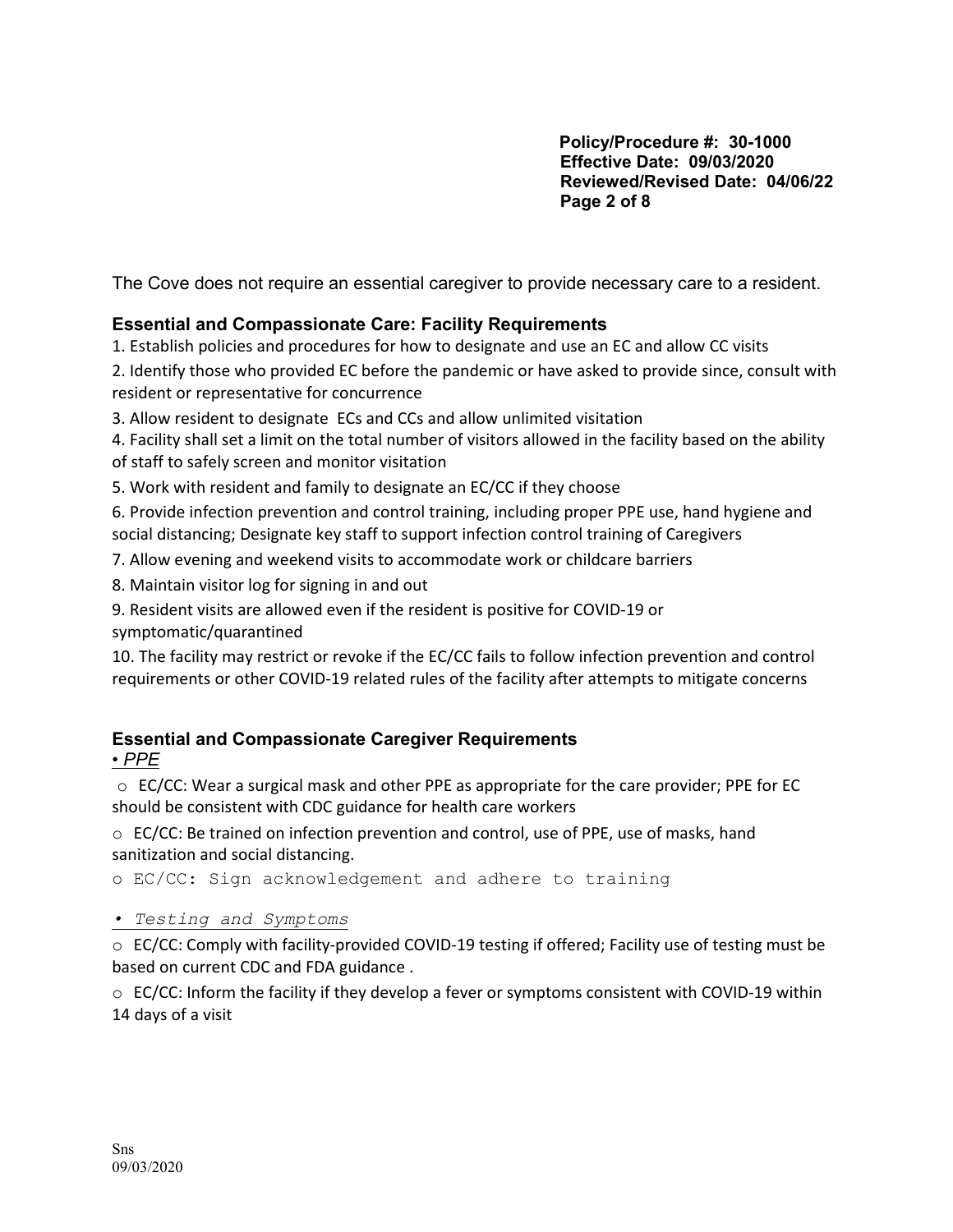The Cove does not require an essential caregiver to provide necessary care to a resident.

### Essential and Compassionate Care: Facility Requirements

1. Establish policies and procedures for how to designate and use an EC and allow CC visits
2. Identify those who provided EC before the pandemic or have asked to provide since, consult with resident or representative for concurrence
3. Allow resident to designate ECs and CCs and allow unlimited visitation
4. Facility shall set a limit on the total number of visitors allowed in the facility based on the ability of staff to safely screen and monitor visitation
5. Work with resident and family to designate an EC/CC if they choose
6. Provide infection prevention and control training, including proper PPE use, hand hygiene and social distancing; Designate key staff to support infection control training of Caregivers
7. Allow evening and weekend visits to accommodate work or childcare barriers
8. Maintain visitor log for signing in and out
9. Resident visits are allowed even if the resident is positive for COVID-19 or symptomatic/quarantined
10. The facility may restrict or revoke if the EC/CC fails to follow infection prevention and control requirements or other COVID-19 related rules of the facility after attempts to mitigate concerns

### Essential and Compassionate Caregiver Requirements

• *PPE*

- EC/CC: Wear a surgical mask and other PPE as appropriate for the care provider; PPE for EC should be consistent with CDC guidance for health care workers
- EC/CC: Be trained on infection prevention and control, use of PPE, use of masks, hand sanitization and social distancing.
- EC/CC: Sign acknowledgement and adhere to training

• *Testing and Symptoms*

- EC/CC: Comply with facility-provided COVID-19 testing if offered; Facility use of testing must be based on current CDC and FDA guidance .
- EC/CC: Inform the facility if they develop a fever or symptoms consistent with COVID-19 within 14 days of a visit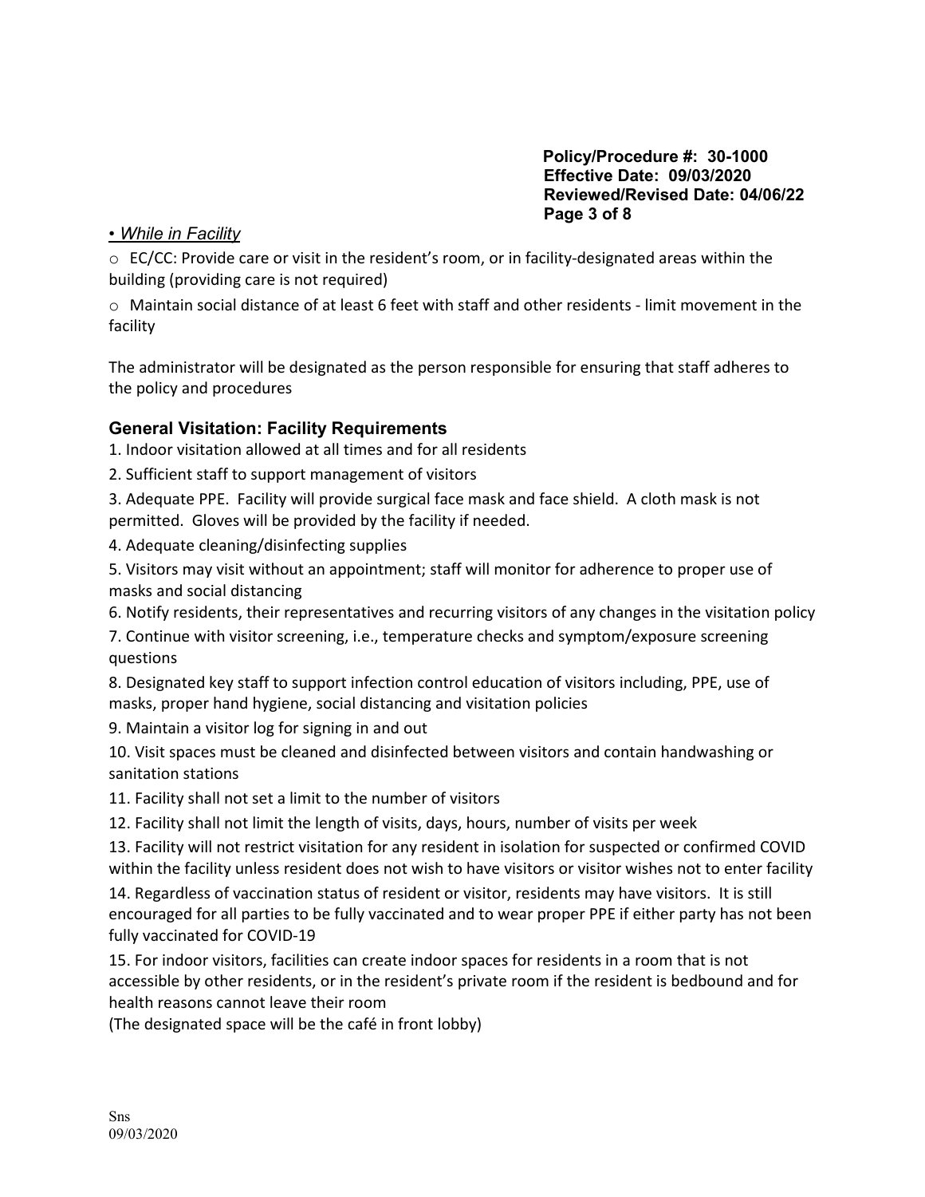*• While in Facility*

- EC/CC: Provide care or visit in the resident's room, or in facility-designated areas within the building (providing care is not required)
- Maintain social distance of at least 6 feet with staff and other residents - limit movement in the facility

The administrator will be designated as the person responsible for ensuring that staff adheres to the policy and procedures

### General Visitation: Facility Requirements

1. Indoor visitation allowed at all times and for all residents
2. Sufficient staff to support management of visitors
3. Adequate PPE. Facility will provide surgical face mask and face shield. A cloth mask is not permitted. Gloves will be provided by the facility if needed.
4. Adequate cleaning/disinfecting supplies
5. Visitors may visit without an appointment; staff will monitor for adherence to proper use of masks and social distancing
6. Notify residents, their representatives and recurring visitors of any changes in the visitation policy
7. Continue with visitor screening, i.e., temperature checks and symptom/exposure screening questions
8. Designated key staff to support infection control education of visitors including, PPE, use of masks, proper hand hygiene, social distancing and visitation policies
9. Maintain a visitor log for signing in and out
10. Visit spaces must be cleaned and disinfected between visitors and contain handwashing or sanitation stations
11. Facility shall not set a limit to the number of visitors
12. Facility shall not limit the length of visits, days, hours, number of visits per week
13. Facility will not restrict visitation for any resident in isolation for suspected or confirmed COVID within the facility unless resident does not wish to have visitors or visitor wishes not to enter facility
14. Regardless of vaccination status of resident or visitor, residents may have visitors. It is still encouraged for all parties to be fully vaccinated and to wear proper PPE if either party has not been fully vaccinated for COVID-19
15. For indoor visitors, facilities can create indoor spaces for residents in a room that is not accessible by other residents, or in the resident's private room if the resident is bedbound and for health reasons cannot leave their room
(The designated space will be the café in front lobby)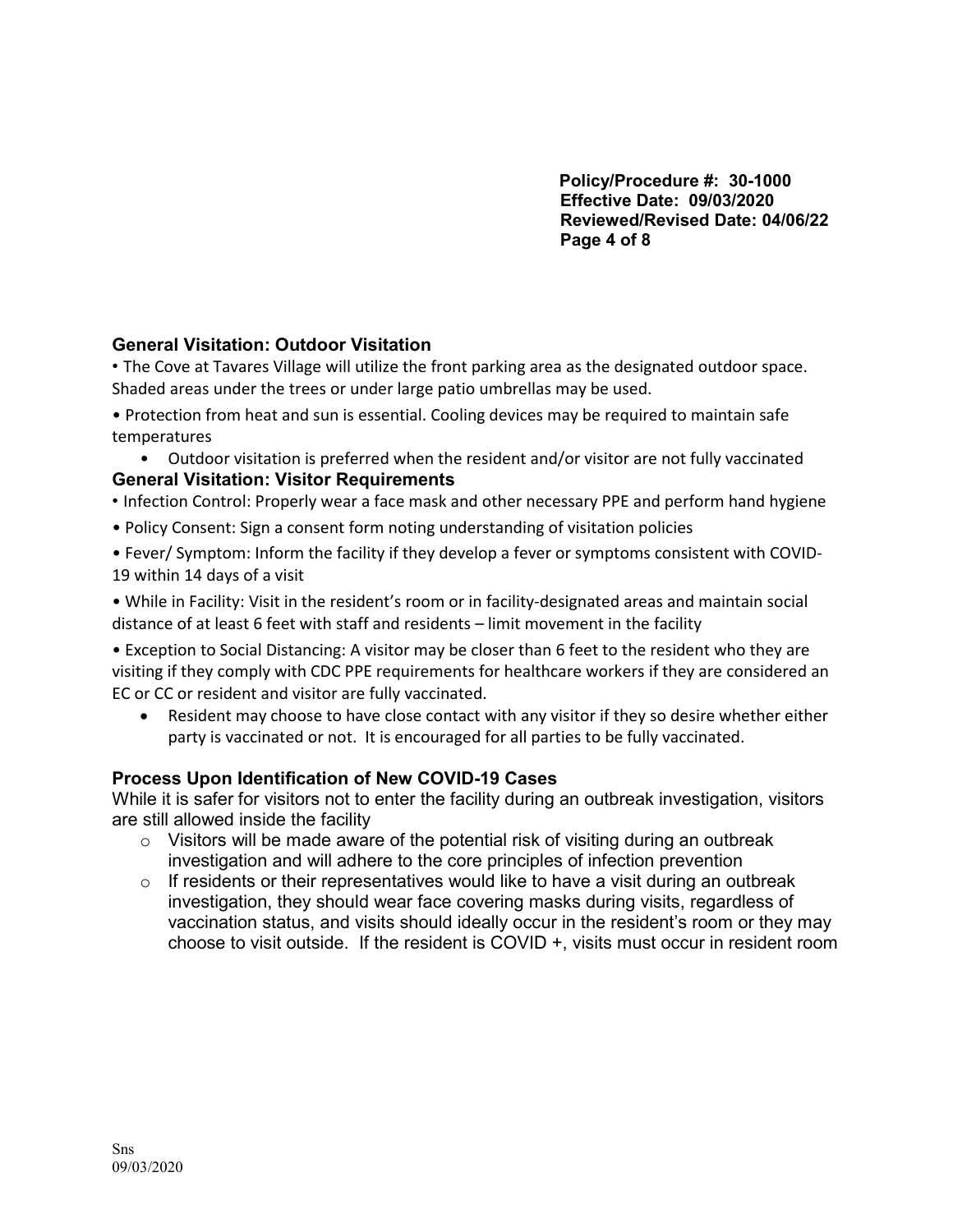## General Visitation: Outdoor Visitation

- The Cove at Tavares Village will utilize the front parking area as the designated outdoor space. Shaded areas under the trees or under large patio umbrellas may be used.
- Protection from heat and sun is essential. Cooling devices may be required to maintain safe temperatures
    - Outdoor visitation is preferred when the resident and/or visitor are not fully vaccinated

## General Visitation: Visitor Requirements

- Infection Control: Properly wear a face mask and other necessary PPE and perform hand hygiene
- Policy Consent: Sign a consent form noting understanding of visitation policies
- Fever/ Symptom: Inform the facility if they develop a fever or symptoms consistent with COVID-19 within 14 days of a visit
- While in Facility: Visit in the resident's room or in facility-designated areas and maintain social distance of at least 6 feet with staff and residents – limit movement in the facility
- Exception to Social Distancing: A visitor may be closer than 6 feet to the resident who they are visiting if they comply with CDC PPE requirements for healthcare workers if they are considered an EC or CC or resident and visitor are fully vaccinated.
    - Resident may choose to have close contact with any visitor if they so desire whether either party is vaccinated or not. It is encouraged for all parties to be fully vaccinated.

## Process Upon Identification of New COVID-19 Cases

While it is safer for visitors not to enter the facility during an outbreak investigation, visitors are still allowed inside the facility

- Visitors will be made aware of the potential risk of visiting during an outbreak investigation and will adhere to the core principles of infection prevention
- If residents or their representatives would like to have a visit during an outbreak investigation, they should wear face covering masks during visits, regardless of vaccination status, and visits should ideally occur in the resident's room or they may choose to visit outside. If the resident is COVID +, visits must occur in resident room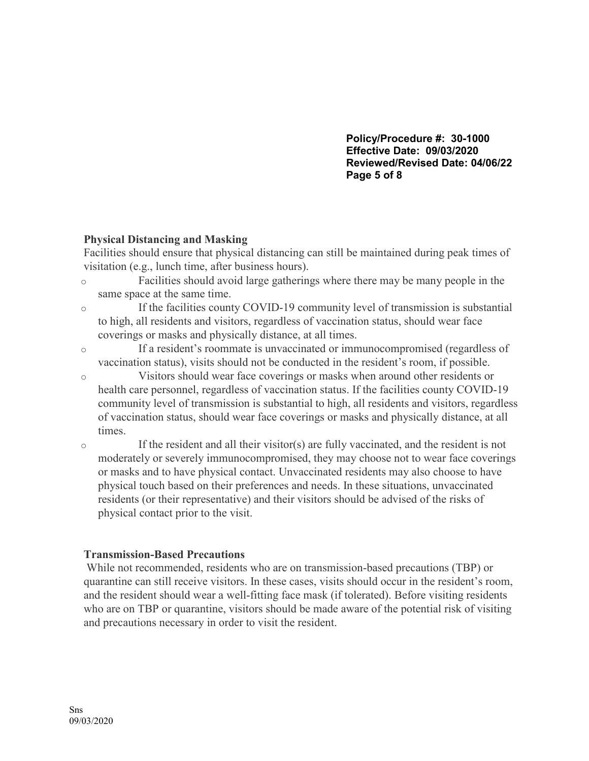## Physical Distancing and Masking

Facilities should ensure that physical distancing can still be maintained during peak times of visitation (e.g., lunch time, after business hours).

- Facilities should avoid large gatherings where there may be many people in the same space at the same time.
- If the facilities county COVID-19 community level of transmission is substantial to high, all residents and visitors, regardless of vaccination status, should wear face coverings or masks and physically distance, at all times.
- If a resident's roommate is unvaccinated or immunocompromised (regardless of vaccination status), visits should not be conducted in the resident's room, if possible.
- Visitors should wear face coverings or masks when around other residents or health care personnel, regardless of vaccination status. If the facilities county COVID-19 community level of transmission is substantial to high, all residents and visitors, regardless of vaccination status, should wear face coverings or masks and physically distance, at all times.
- If the resident and all their visitor(s) are fully vaccinated, and the resident is not moderately or severely immunocompromised, they may choose not to wear face coverings or masks and to have physical contact. Unvaccinated residents may also choose to have physical touch based on their preferences and needs. In these situations, unvaccinated residents (or their representative) and their visitors should be advised of the risks of physical contact prior to the visit.

## Transmission-Based Precautions

While not recommended, residents who are on transmission-based precautions (TBP) or quarantine can still receive visitors. In these cases, visits should occur in the resident's room, and the resident should wear a well-fitting face mask (if tolerated). Before visiting residents who are on TBP or quarantine, visitors should be made aware of the potential risk of visiting and precautions necessary in order to visit the resident.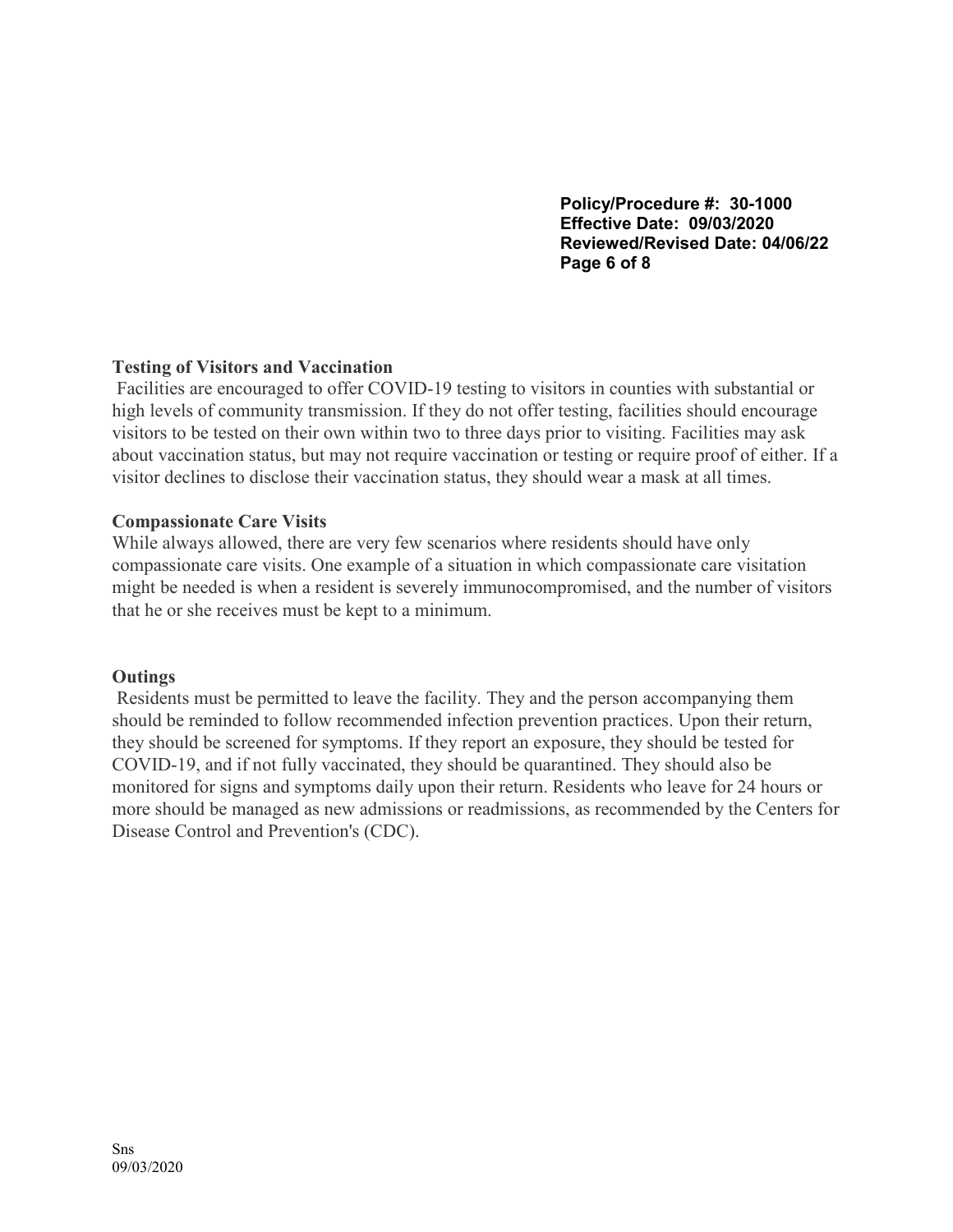### Testing of Visitors and Vaccination

Facilities are encouraged to offer COVID-19 testing to visitors in counties with substantial or high levels of community transmission. If they do not offer testing, facilities should encourage visitors to be tested on their own within two to three days prior to visiting. Facilities may ask about vaccination status, but may not require vaccination or testing or require proof of either. If a visitor declines to disclose their vaccination status, they should wear a mask at all times.

### Compassionate Care Visits

While always allowed, there are very few scenarios where residents should have only compassionate care visits. One example of a situation in which compassionate care visitation might be needed is when a resident is severely immunocompromised, and the number of visitors that he or she receives must be kept to a minimum.

### Outings

Residents must be permitted to leave the facility. They and the person accompanying them should be reminded to follow recommended infection prevention practices. Upon their return, they should be screened for symptoms. If they report an exposure, they should be tested for COVID-19, and if not fully vaccinated, they should be quarantined. They should also be monitored for signs and symptoms daily upon their return. Residents who leave for 24 hours or more should be managed as new admissions or readmissions, as recommended by the Centers for Disease Control and Prevention's (CDC).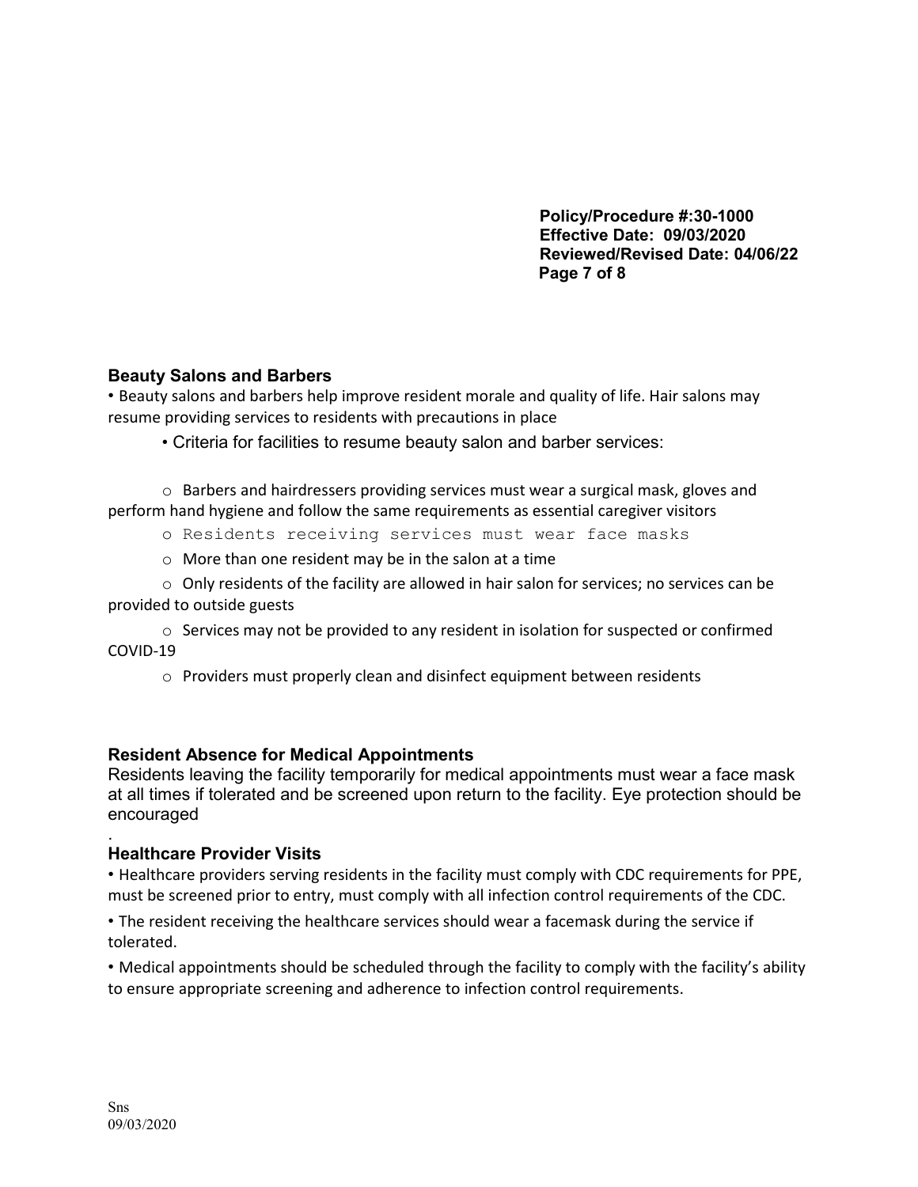## Beauty Salons and Barbers

- Beauty salons and barbers help improve resident morale and quality of life. Hair salons may resume providing services to residents with precautions in place
  - Criteria for facilities to resume beauty salon and barber services:
    - Barbers and hairdressers providing services must wear a surgical mask, gloves and perform hand hygiene and follow the same requirements as essential caregiver visitors
    - Residents receiving services must wear face masks
    - More than one resident may be in the salon at a time
    - Only residents of the facility are allowed in hair salon for services; no services can be provided to outside guests
    - Services may not be provided to any resident in isolation for suspected or confirmed COVID-19
    - Providers must properly clean and disinfect equipment between residents

## Resident Absence for Medical Appointments

Residents leaving the facility temporarily for medical appointments must wear a face mask at all times if tolerated and be screened upon return to the facility. Eye protection should be encouraged

.

## Healthcare Provider Visits

- Healthcare providers serving residents in the facility must comply with CDC requirements for PPE, must be screened prior to entry, must comply with all infection control requirements of the CDC.
- The resident receiving the healthcare services should wear a facemask during the service if tolerated.
- Medical appointments should be scheduled through the facility to comply with the facility's ability to ensure appropriate screening and adherence to infection control requirements.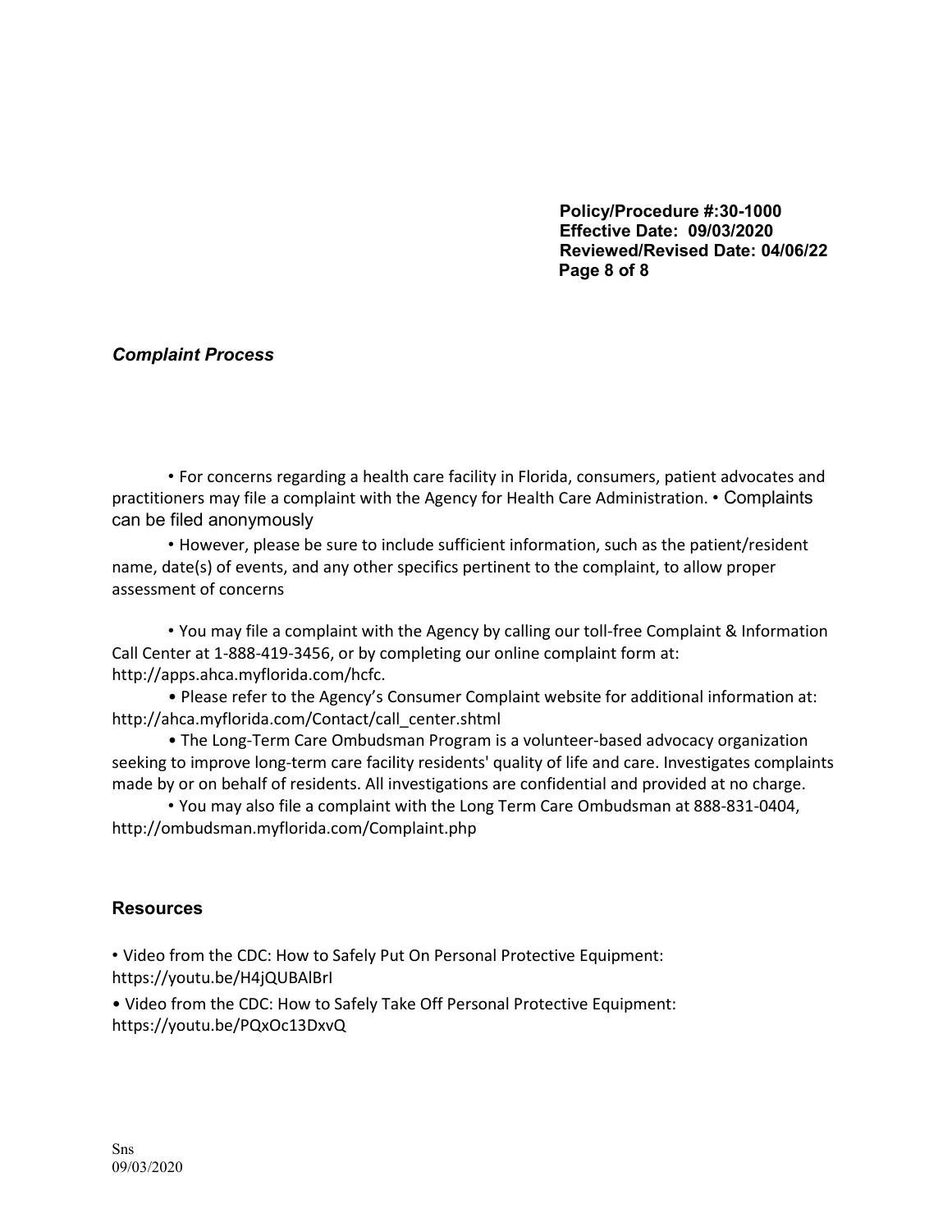*Complaint Process*

• For concerns regarding a health care facility in Florida, consumers, patient advocates and practitioners may file a complaint with the Agency for Health Care Administration. • Complaints can be filed anonymously

• However, please be sure to include sufficient information, such as the patient/resident name, date(s) of events, and any other specifics pertinent to the complaint, to allow proper assessment of concerns

• You may file a complaint with the Agency by calling our toll-free Complaint & Information Call Center at 1-888-419-3456, or by completing our online complaint form at: http://apps.ahca.myflorida.com/hcfc.

• Please refer to the Agency's Consumer Complaint website for additional information at: http://ahca.myflorida.com/Contact/call_center.shtml

• The Long-Term Care Ombudsman Program is a volunteer-based advocacy organization seeking to improve long-term care facility residents' quality of life and care. Investigates complaints made by or on behalf of residents. All investigations are confidential and provided at no charge.

• You may also file a complaint with the Long Term Care Ombudsman at 888-831-0404, http://ombudsman.myflorida.com/Complaint.php

## Resources

• Video from the CDC: How to Safely Put On Personal Protective Equipment: https://youtu.be/H4jQUBAlBrI

• Video from the CDC: How to Safely Take Off Personal Protective Equipment: https://youtu.be/PQxOc13DxvQ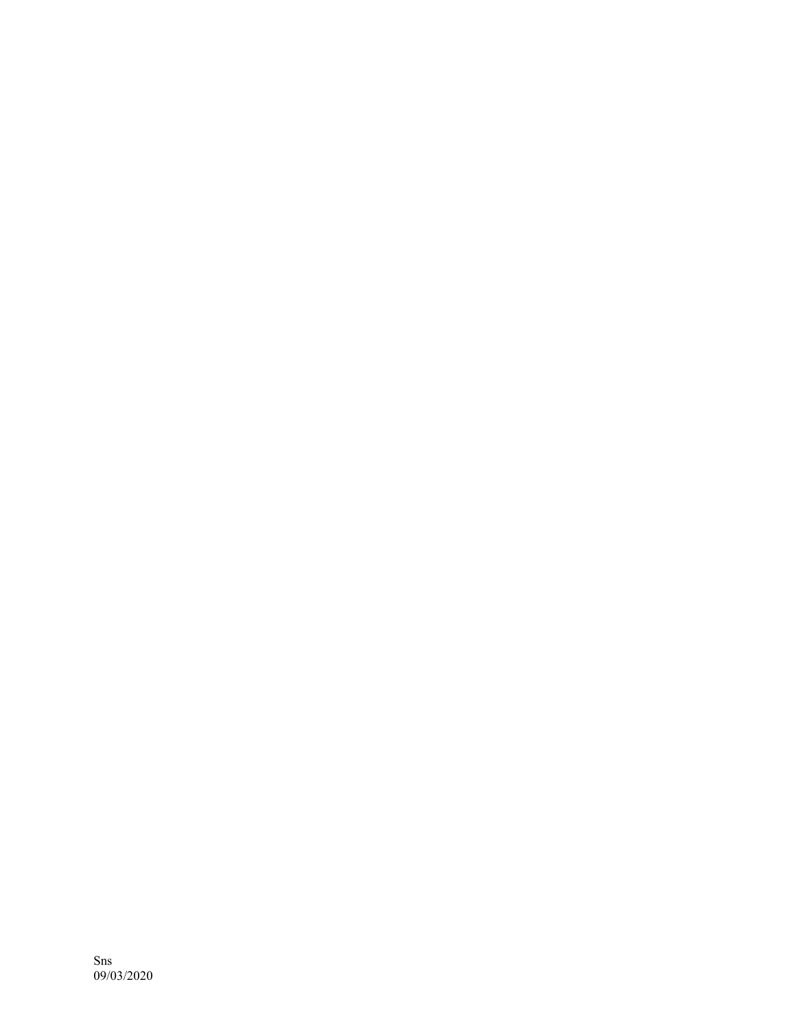Sns
09/03/2020